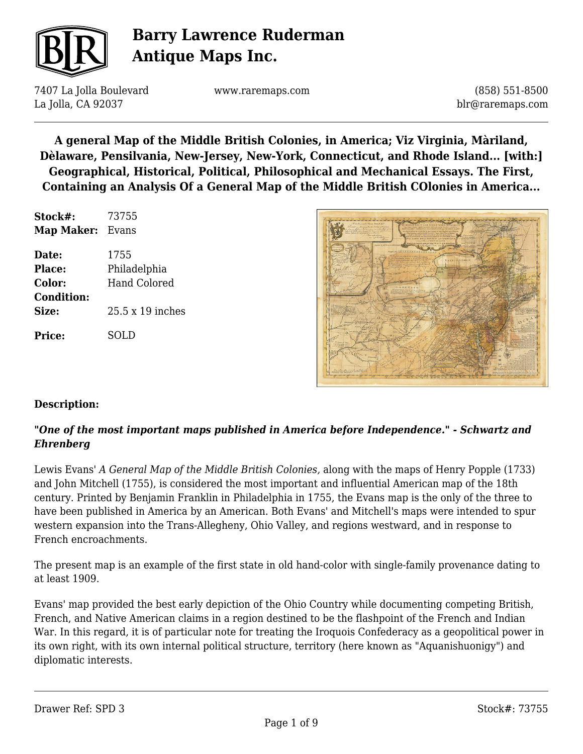# Barry Lawrence Ruderman Antique Maps Inc.

7407 La Jolla Boulevard
La Jolla, CA 92037

www.raremaps.com

(858) 551-8500
blr@raremaps.com

## A general Map of the Middle British Colonies, in America; Viz Virginia, Màriland, Dèlaware, Pensilvania, New-Jersey, New-York, Connecticut, and Rhode Island... [with:] Geographical, Historical, Political, Philosophical and Mechanical Essays. The First, Containing an Analysis Of a General Map of the Middle British COlonies in America...

**Stock#:** 73755
**Map Maker:** Evans

**Date:** 1755
**Place:** Philadelphia
**Color:** Hand Colored
**Condition:**
**Size:** 25.5 x 19 inches

**Price:** SOLD

**Description:**

***"One of the most important maps published in America before Independence." - Schwartz and Ehrenberg***

Lewis Evans' *A General Map of the Middle British Colonies,* along with the maps of Henry Popple (1733) and John Mitchell (1755), is considered the most important and influential American map of the 18th century. Printed by Benjamin Franklin in Philadelphia in 1755, the Evans map is the only of the three to have been published in America by an American. Both Evans' and Mitchell's maps were intended to spur western expansion into the Trans-Allegheny, Ohio Valley, and regions westward, and in response to French encroachments.

The present map is an example of the first state in old hand-color with single-family provenance dating to at least 1909.

Evans' map provided the best early depiction of the Ohio Country while documenting competing British, French, and Native American claims in a region destined to be the flashpoint of the French and Indian War. In this regard, it is of particular note for treating the Iroquois Confederacy as a geopolitical power in its own right, with its own internal political structure, territory (here known as "Aquanishuonigy") and diplomatic interests.

Drawer Ref: SPD 3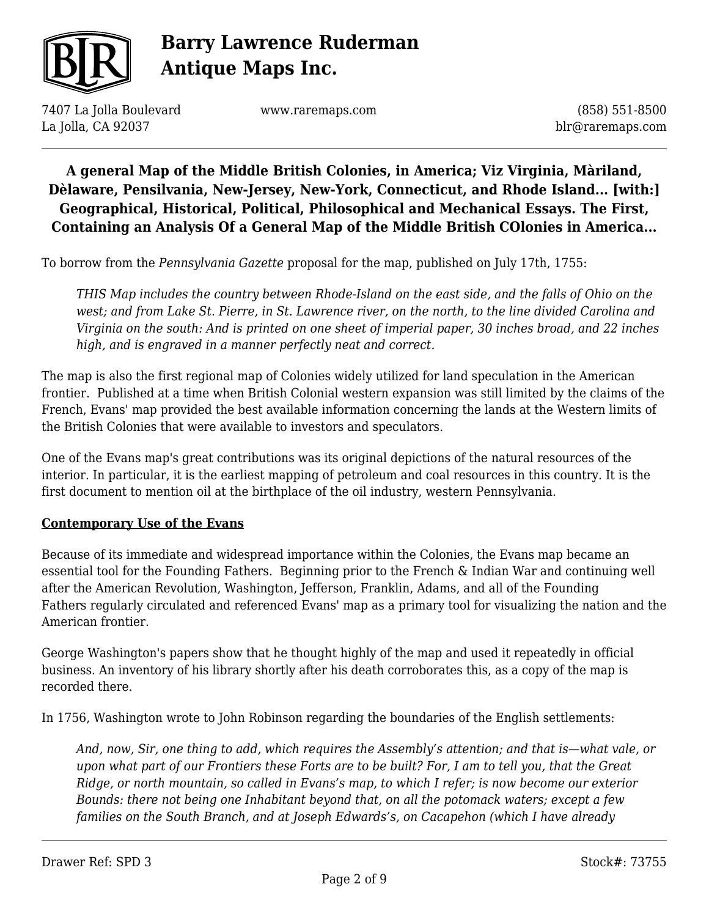**A general Map of the Middle British Colonies, in America; Viz Virginia, Màriland, Dèlaware, Pensilvania, New-Jersey, New-York, Connecticut, and Rhode Island... [with:] Geographical, Historical, Political, Philosophical and Mechanical Essays. The First, Containing an Analysis Of a General Map of the Middle British COlonies in America...**

To borrow from the *Pennsylvania Gazette* proposal for the map, published on July 17th, 1755:

> *THIS Map includes the country between Rhode-Island on the east side, and the falls of Ohio on the west; and from Lake St. Pierre, in St. Lawrence river, on the north, to the line divided Carolina and Virginia on the south: And is printed on one sheet of imperial paper, 30 inches broad, and 22 inches high, and is engraved in a manner perfectly neat and correct.*

The map is also the first regional map of Colonies widely utilized for land speculation in the American frontier. Published at a time when British Colonial western expansion was still limited by the claims of the French, Evans' map provided the best available information concerning the lands at the Western limits of the British Colonies that were available to investors and speculators.

One of the Evans map's great contributions was its original depictions of the natural resources of the interior. In particular, it is the earliest mapping of petroleum and coal resources in this country. It is the first document to mention oil at the birthplace of the oil industry, western Pennsylvania.

**Contemporary Use of the Evans**

Because of its immediate and widespread importance within the Colonies, the Evans map became an essential tool for the Founding Fathers. Beginning prior to the French & Indian War and continuing well after the American Revolution, Washington, Jefferson, Franklin, Adams, and all of the Founding Fathers regularly circulated and referenced Evans' map as a primary tool for visualizing the nation and the American frontier.

George Washington's papers show that he thought highly of the map and used it repeatedly in official business. An inventory of his library shortly after his death corroborates this, as a copy of the map is recorded there.

In 1756, Washington wrote to John Robinson regarding the boundaries of the English settlements:

> *And, now, Sir, one thing to add, which requires the Assembly's attention; and that is—what vale, or upon what part of our Frontiers these Forts are to be built? For, I am to tell you, that the Great Ridge, or north mountain, so called in Evans's map, to which I refer; is now become our exterior Bounds: there not being one Inhabitant beyond that, on all the potomack waters; except a few families on the South Branch, and at Joseph Edwards's, on Cacapehon (which I have already*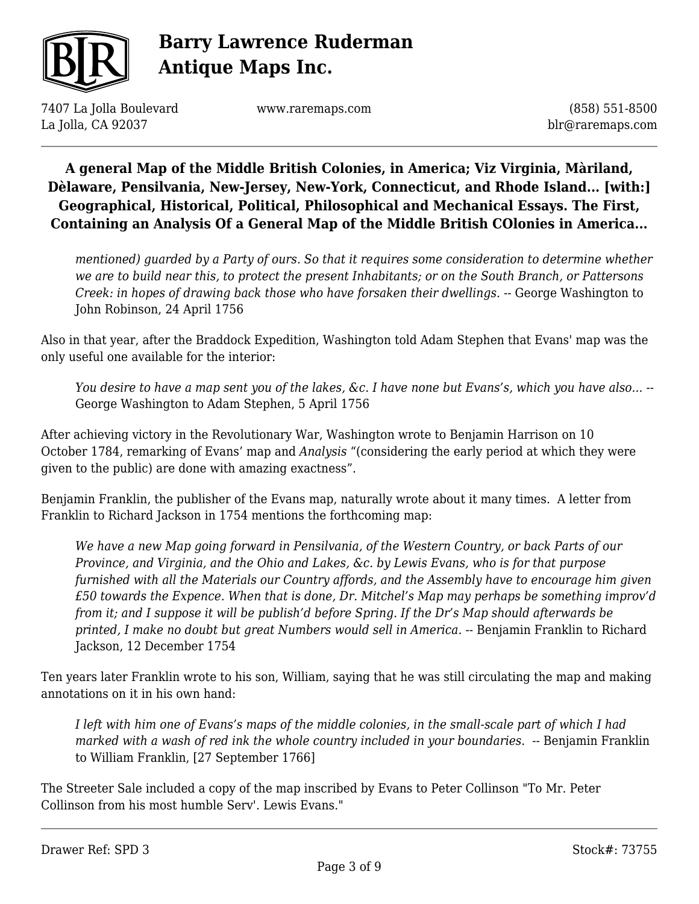> *mentioned) guarded by a Party of ours. So that it requires some consideration to determine whether we are to build near this, to protect the present Inhabitants; or on the South Branch, or Pattersons Creek: in hopes of drawing back those who have forsaken their dwellings.* -- George Washington to John Robinson, 24 April 1756

Also in that year, after the Braddock Expedition, Washington told Adam Stephen that Evans' map was the only useful one available for the interior:

> *You desire to have a map sent you of the lakes, &c. I have none but Evans's, which you have also...* -- George Washington to Adam Stephen, 5 April 1756

After achieving victory in the Revolutionary War, Washington wrote to Benjamin Harrison on 10 October 1784, remarking of Evans' map and *Analysis* "(considering the early period at which they were given to the public) are done with amazing exactness".

Benjamin Franklin, the publisher of the Evans map, naturally wrote about it many times. A letter from Franklin to Richard Jackson in 1754 mentions the forthcoming map:

> *We have a new Map going forward in Pensilvania, of the Western Country, or back Parts of our Province, and Virginia, and the Ohio and Lakes, &c. by Lewis Evans, who is for that purpose furnished with all the Materials our Country affords, and the Assembly have to encourage him given £50 towards the Expence. When that is done, Dr. Mitchel's Map may perhaps be something improv'd from it; and I suppose it will be publish'd before Spring. If the Dr's Map should afterwards be printed, I make no doubt but great Numbers would sell in America.* -- Benjamin Franklin to Richard Jackson, 12 December 1754

Ten years later Franklin wrote to his son, William, saying that he was still circulating the map and making annotations on it in his own hand:

> *I left with him one of Evans's maps of the middle colonies, in the small-scale part of which I had marked with a wash of red ink the whole country included in your boundaries.* -- Benjamin Franklin to William Franklin, [27 September 1766]

The Streeter Sale included a copy of the map inscribed by Evans to Peter Collinson "To Mr. Peter Collinson from his most humble Serv'. Lewis Evans."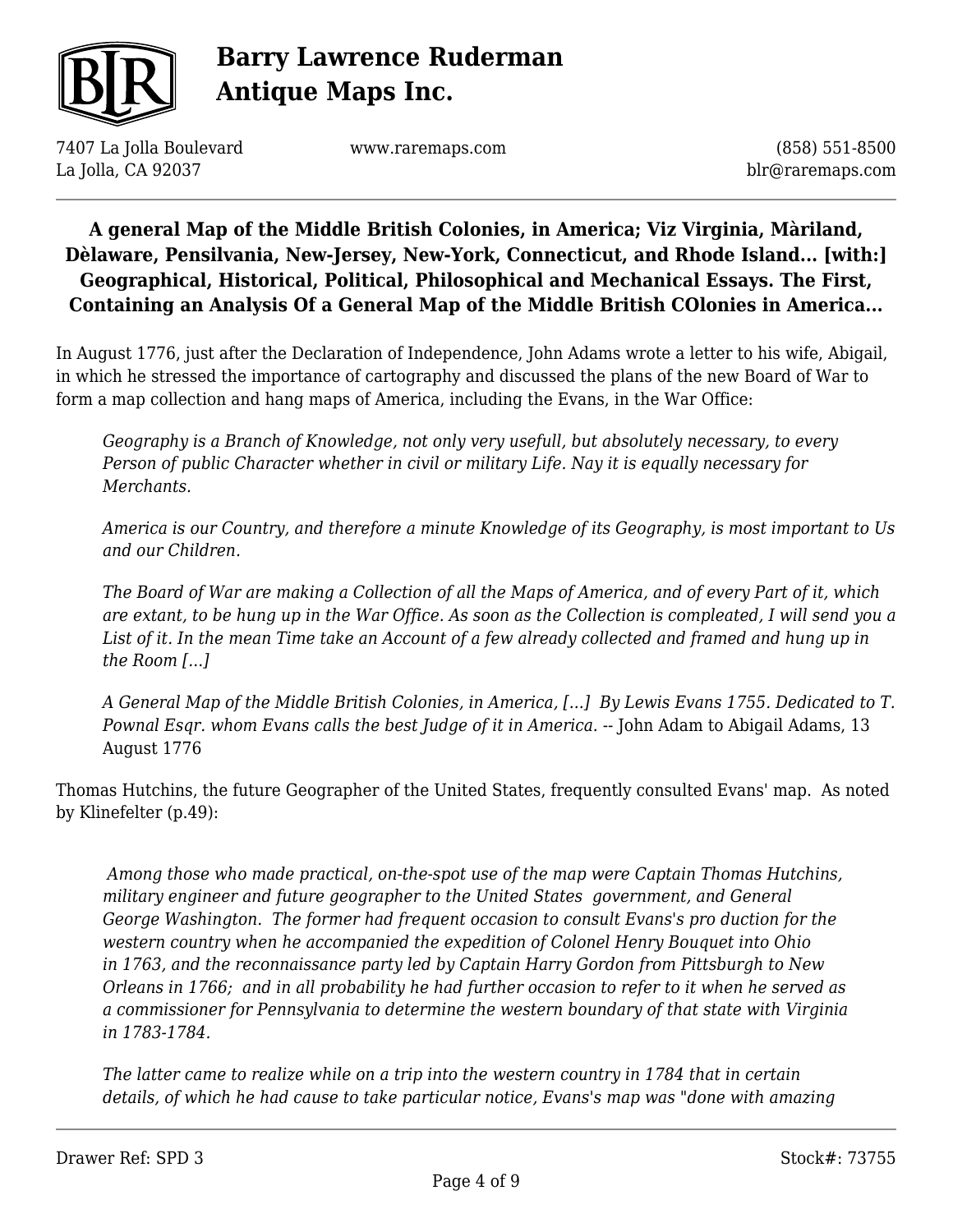**A general Map of the Middle British Colonies, in America; Viz Virginia, Màriland, Dèlaware, Pensilvania, New-Jersey, New-York, Connecticut, and Rhode Island... [with:] Geographical, Historical, Political, Philosophical and Mechanical Essays. The First, Containing an Analysis Of a General Map of the Middle British COlonies in America...**

In August 1776, just after the Declaration of Independence, John Adams wrote a letter to his wife, Abigail, in which he stressed the importance of cartography and discussed the plans of the new Board of War to form a map collection and hang maps of America, including the Evans, in the War Office:

> *Geography is a Branch of Knowledge, not only very usefull, but absolutely necessary, to every Person of public Character whether in civil or military Life. Nay it is equally necessary for Merchants.*
>
> *America is our Country, and therefore a minute Knowledge of its Geography, is most important to Us and our Children.*
>
> *The Board of War are making a Collection of all the Maps of America, and of every Part of it, which are extant, to be hung up in the War Office. As soon as the Collection is compleated, I will send you a List of it. In the mean Time take an Account of a few already collected and framed and hung up in the Room [...]*
>
> *A General Map of the Middle British Colonies, in America, [...] By Lewis Evans 1755. Dedicated to T. Pownal Esqr. whom Evans calls the best Judge of it in America.* -- John Adam to Abigail Adams, 13 August 1776

Thomas Hutchins, the future Geographer of the United States, frequently consulted Evans' map. As noted by Klinefelter (p.49):

> *Among those who made practical, on-the-spot use of the map were Captain Thomas Hutchins, military engineer and future geographer to the United States government, and General George Washington. The former had frequent occasion to consult Evans's pro duction for the western country when he accompanied the expedition of Colonel Henry Bouquet into Ohio in 1763, and the reconnaissance party led by Captain Harry Gordon from Pittsburgh to New Orleans in 1766; and in all probability he had further occasion to refer to it when he served as a commissioner for Pennsylvania to determine the western boundary of that state with Virginia in 1783-1784.*
>
> *The latter came to realize while on a trip into the western country in 1784 that in certain details, of which he had cause to take particular notice, Evans's map was "done with amazing*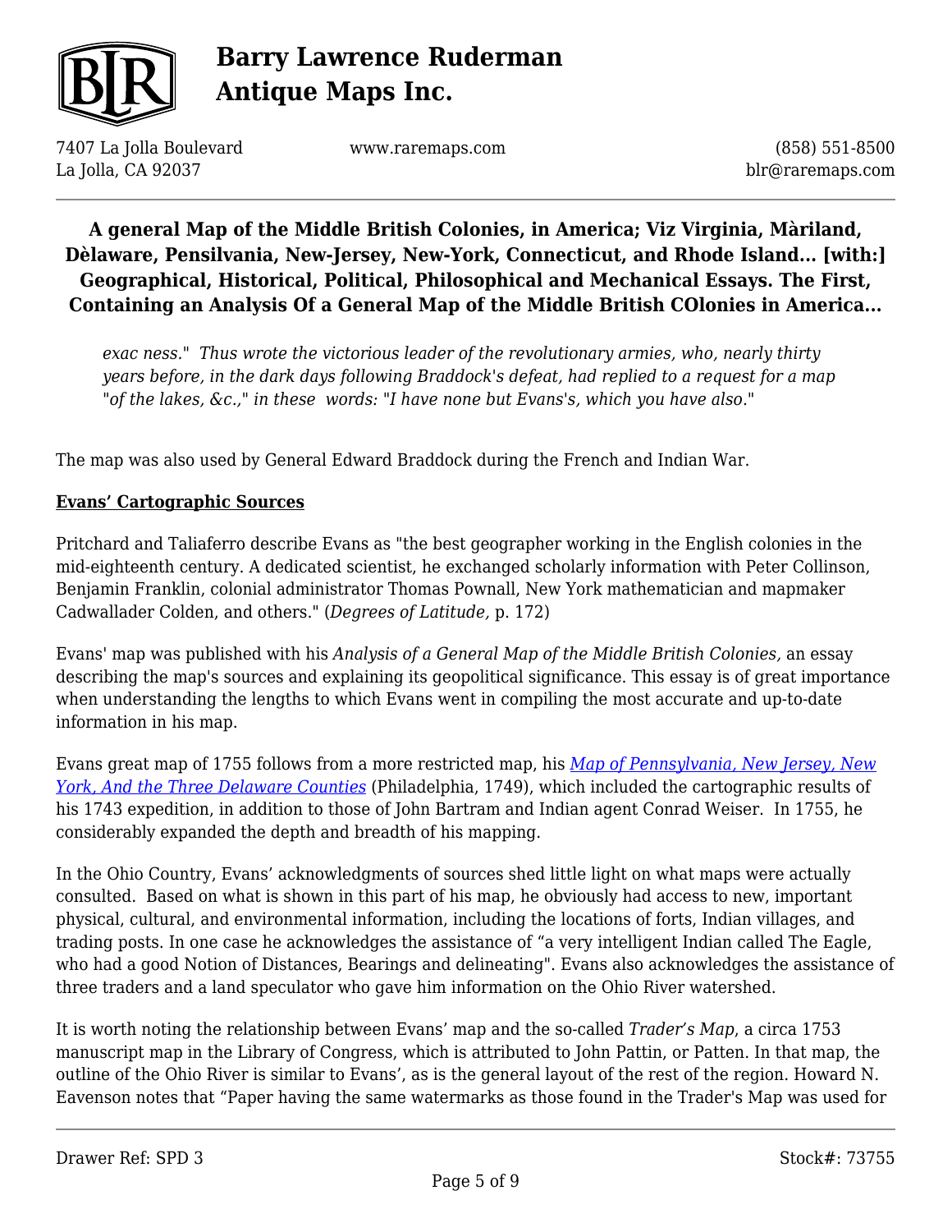*exac ness." Thus wrote the victorious leader of the revolutionary armies, who, nearly thirty years before, in the dark days following Braddock's defeat, had replied to a request for a map "of the lakes, &c.," in these words: "I have none but Evans's, which you have also."*

The map was also used by General Edward Braddock during the French and Indian War.

**Evans' Cartographic Sources**

Pritchard and Taliaferro describe Evans as "the best geographer working in the English colonies in the mid-eighteenth century. A dedicated scientist, he exchanged scholarly information with Peter Collinson, Benjamin Franklin, colonial administrator Thomas Pownall, New York mathematician and mapmaker Cadwallader Colden, and others." (*Degrees of Latitude,* p. 172)

Evans' map was published with his *Analysis of a General Map of the Middle British Colonies,* an essay describing the map's sources and explaining its geopolitical significance. This essay is of great importance when understanding the lengths to which Evans went in compiling the most accurate and up-to-date information in his map.

Evans great map of 1755 follows from a more restricted map, his *Map of Pennsylvania, New Jersey, New York, And the Three Delaware Counties* (Philadelphia, 1749), which included the cartographic results of his 1743 expedition, in addition to those of John Bartram and Indian agent Conrad Weiser. In 1755, he considerably expanded the depth and breadth of his mapping.

In the Ohio Country, Evans' acknowledgments of sources shed little light on what maps were actually consulted. Based on what is shown in this part of his map, he obviously had access to new, important physical, cultural, and environmental information, including the locations of forts, Indian villages, and trading posts. In one case he acknowledges the assistance of "a very intelligent Indian called The Eagle, who had a good Notion of Distances, Bearings and delineating". Evans also acknowledges the assistance of three traders and a land speculator who gave him information on the Ohio River watershed.

It is worth noting the relationship between Evans' map and the so-called *Trader's Map*, a circa 1753 manuscript map in the Library of Congress, which is attributed to John Pattin, or Patten. In that map, the outline of the Ohio River is similar to Evans', as is the general layout of the rest of the region. Howard N. Eavenson notes that "Paper having the same watermarks as those found in the Trader's Map was used for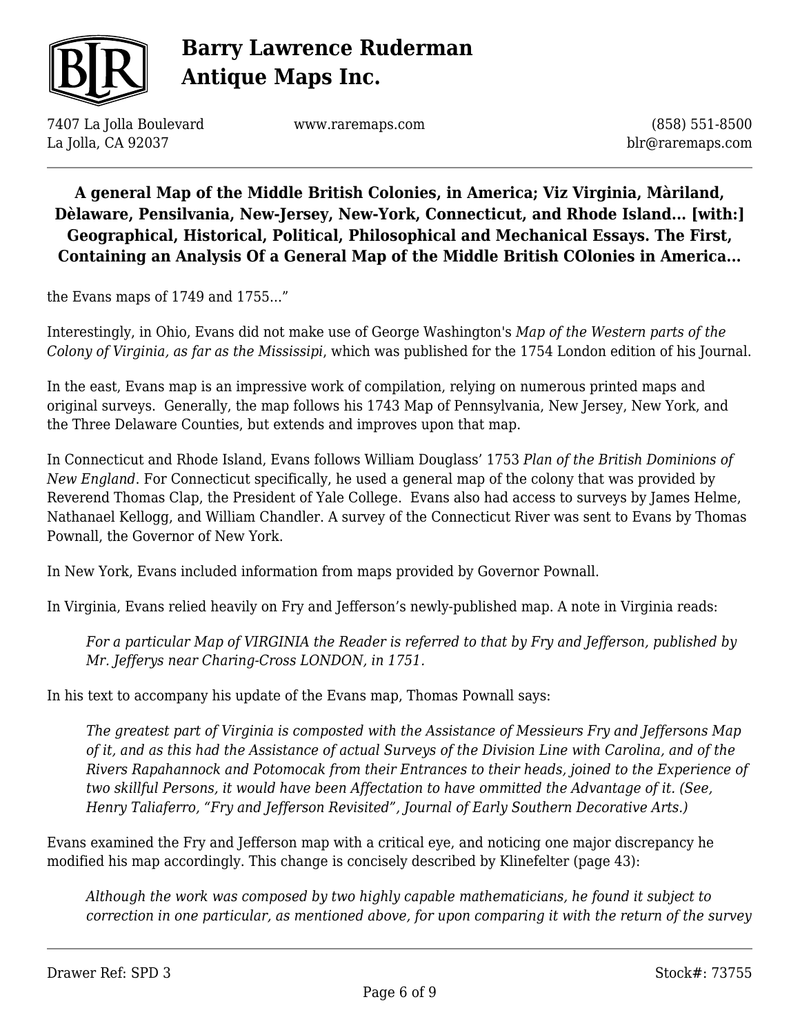the Evans maps of 1749 and 1755..."

Interestingly, in Ohio, Evans did not make use of George Washington's *Map of the Western parts of the Colony of Virginia, as far as the Mississipi*, which was published for the 1754 London edition of his Journal.

In the east, Evans map is an impressive work of compilation, relying on numerous printed maps and original surveys. Generally, the map follows his 1743 Map of Pennsylvania, New Jersey, New York, and the Three Delaware Counties, but extends and improves upon that map.

In Connecticut and Rhode Island, Evans follows William Douglass' 1753 *Plan of the British Dominions of New England*. For Connecticut specifically, he used a general map of the colony that was provided by Reverend Thomas Clap, the President of Yale College. Evans also had access to surveys by James Helme, Nathanael Kellogg, and William Chandler. A survey of the Connecticut River was sent to Evans by Thomas Pownall, the Governor of New York.

In New York, Evans included information from maps provided by Governor Pownall.

In Virginia, Evans relied heavily on Fry and Jefferson's newly-published map. A note in Virginia reads:

> *For a particular Map of VIRGINIA the Reader is referred to that by Fry and Jefferson, published by Mr. Jefferys near Charing-Cross LONDON, in 1751.*

In his text to accompany his update of the Evans map, Thomas Pownall says:

> *The greatest part of Virginia is composted with the Assistance of Messieurs Fry and Jeffersons Map of it, and as this had the Assistance of actual Surveys of the Division Line with Carolina, and of the Rivers Rapahannock and Potomocak from their Entrances to their heads, joined to the Experience of two skillful Persons, it would have been Affectation to have ommitted the Advantage of it. (See, Henry Taliaferro, "Fry and Jefferson Revisited", Journal of Early Southern Decorative Arts.)*

Evans examined the Fry and Jefferson map with a critical eye, and noticing one major discrepancy he modified his map accordingly. This change is concisely described by Klinefelter (page 43):

> *Although the work was composed by two highly capable mathematicians, he found it subject to correction in one particular, as mentioned above, for upon comparing it with the return of the survey*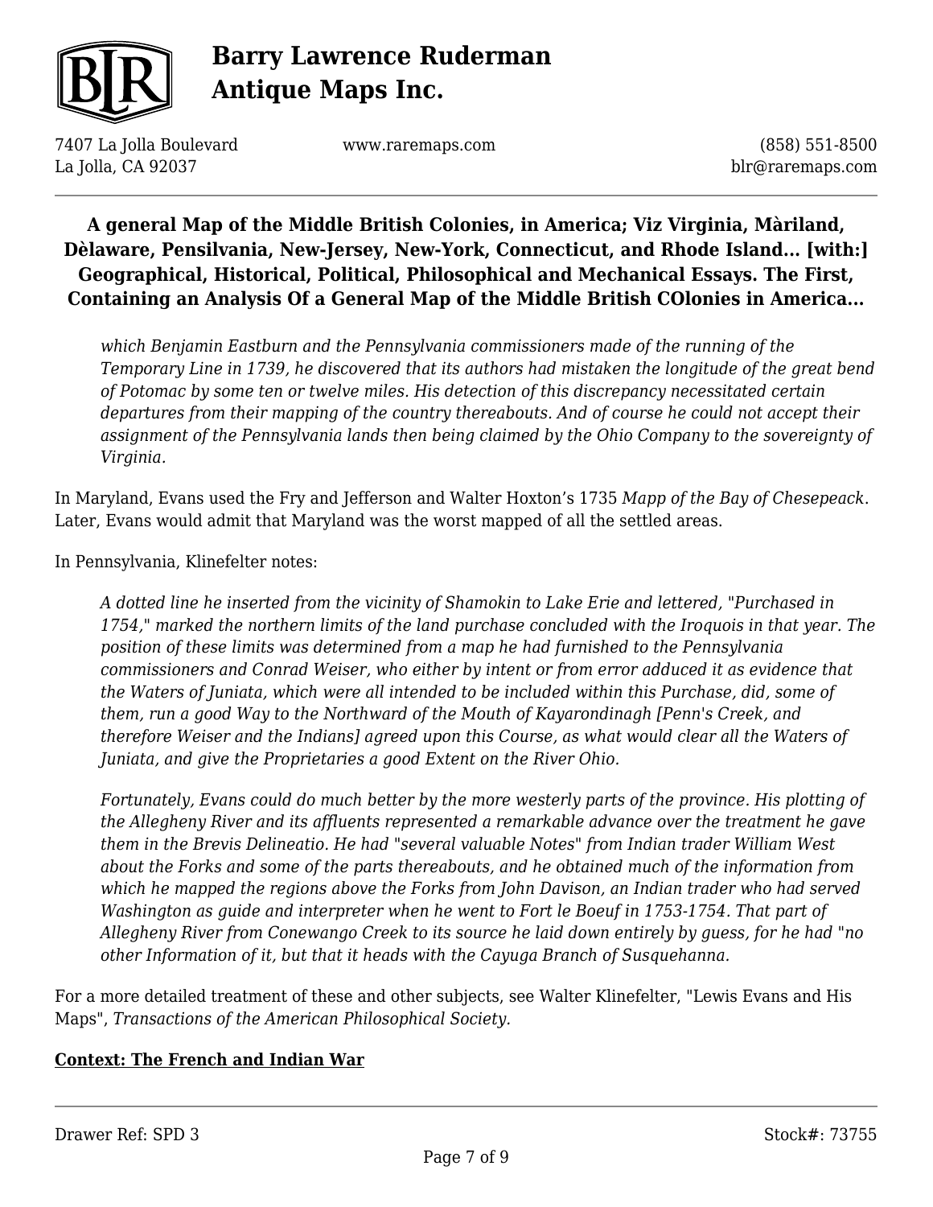> *which Benjamin Eastburn and the Pennsylvania commissioners made of the running of the Temporary Line in 1739, he discovered that its authors had mistaken the longitude of the great bend of Potomac by some ten or twelve miles. His detection of this discrepancy necessitated certain departures from their mapping of the country thereabouts. And of course he could not accept their assignment of the Pennsylvania lands then being claimed by the Ohio Company to the sovereignty of Virginia.*

In Maryland, Evans used the Fry and Jefferson and Walter Hoxton's 1735 *Mapp of the Bay of Chesepeack*. Later, Evans would admit that Maryland was the worst mapped of all the settled areas.

In Pennsylvania, Klinefelter notes:

> *A dotted line he inserted from the vicinity of Shamokin to Lake Erie and lettered, "Purchased in 1754," marked the northern limits of the land purchase concluded with the Iroquois in that year. The position of these limits was determined from a map he had furnished to the Pennsylvania commissioners and Conrad Weiser, who either by intent or from error adduced it as evidence that the Waters of Juniata, which were all intended to be included within this Purchase, did, some of them, run a good Way to the Northward of the Mouth of Kayarondinagh [Penn's Creek, and therefore Weiser and the Indians] agreed upon this Course, as what would clear all the Waters of Juniata, and give the Proprietaries a good Extent on the River Ohio.*
>
> *Fortunately, Evans could do much better by the more westerly parts of the province. His plotting of the Allegheny River and its affluents represented a remarkable advance over the treatment he gave them in the Brevis Delineatio. He had "several valuable Notes" from Indian trader William West about the Forks and some of the parts thereabouts, and he obtained much of the information from which he mapped the regions above the Forks from John Davison, an Indian trader who had served Washington as guide and interpreter when he went to Fort le Boeuf in 1753-1754. That part of Allegheny River from Conewango Creek to its source he laid down entirely by guess, for he had "no other Information of it, but that it heads with the Cayuga Branch of Susquehanna.*

For a more detailed treatment of these and other subjects, see Walter Klinefelter, "Lewis Evans and His Maps", *Transactions of the American Philosophical Society.*

**Context: The French and Indian War**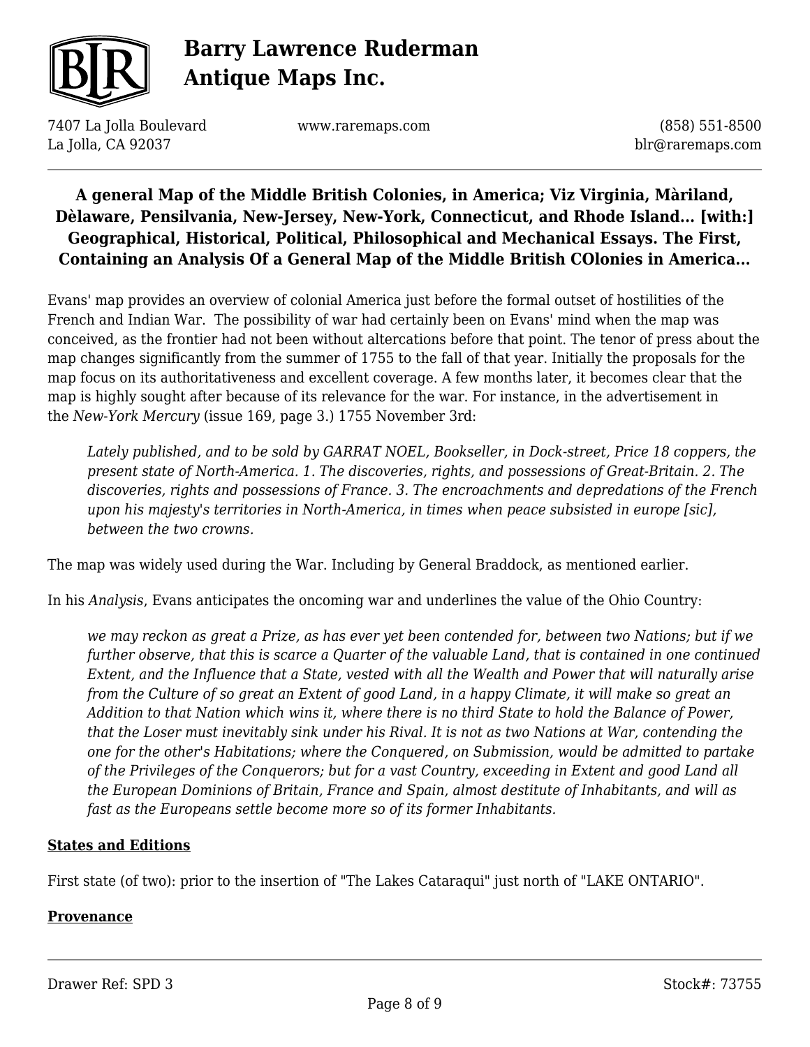# A general Map of the Middle British Colonies, in America; Viz Virginia, Màriland, Dèlaware, Pensilvania, New-Jersey, New-York, Connecticut, and Rhode Island... [with:] Geographical, Historical, Political, Philosophical and Mechanical Essays. The First, Containing an Analysis Of a General Map of the Middle British COlonies in America...

Evans' map provides an overview of colonial America just before the formal outset of hostilities of the French and Indian War. The possibility of war had certainly been on Evans' mind when the map was conceived, as the frontier had not been without altercations before that point. The tenor of press about the map changes significantly from the summer of 1755 to the fall of that year. Initially the proposals for the map focus on its authoritativeness and excellent coverage. A few months later, it becomes clear that the map is highly sought after because of its relevance for the war. For instance, in the advertisement in the *New-York Mercury* (issue 169, page 3.) 1755 November 3rd:

> *Lately published, and to be sold by GARRAT NOEL, Bookseller, in Dock-street, Price 18 coppers, the present state of North-America. 1. The discoveries, rights, and possessions of Great-Britain. 2. The discoveries, rights and possessions of France. 3. The encroachments and depredations of the French upon his majesty's territories in North-America, in times when peace subsisted in europe [sic], between the two crowns.*

The map was widely used during the War. Including by General Braddock, as mentioned earlier.

In his *Analysis*, Evans anticipates the oncoming war and underlines the value of the Ohio Country:

> *we may reckon as great a Prize, as has ever yet been contended for, between two Nations; but if we further observe, that this is scarce a Quarter of the valuable Land, that is contained in one continued Extent, and the Influence that a State, vested with all the Wealth and Power that will naturally arise from the Culture of so great an Extent of good Land, in a happy Climate, it will make so great an Addition to that Nation which wins it, where there is no third State to hold the Balance of Power, that the Loser must inevitably sink under his Rival. It is not as two Nations at War, contending the one for the other's Habitations; where the Conquered, on Submission, would be admitted to partake of the Privileges of the Conquerors; but for a vast Country, exceeding in Extent and good Land all the European Dominions of Britain, France and Spain, almost destitute of Inhabitants, and will as fast as the Europeans settle become more so of its former Inhabitants.*

## States and Editions

First state (of two): prior to the insertion of "The Lakes Cataraqui" just north of "LAKE ONTARIO".

## Provenance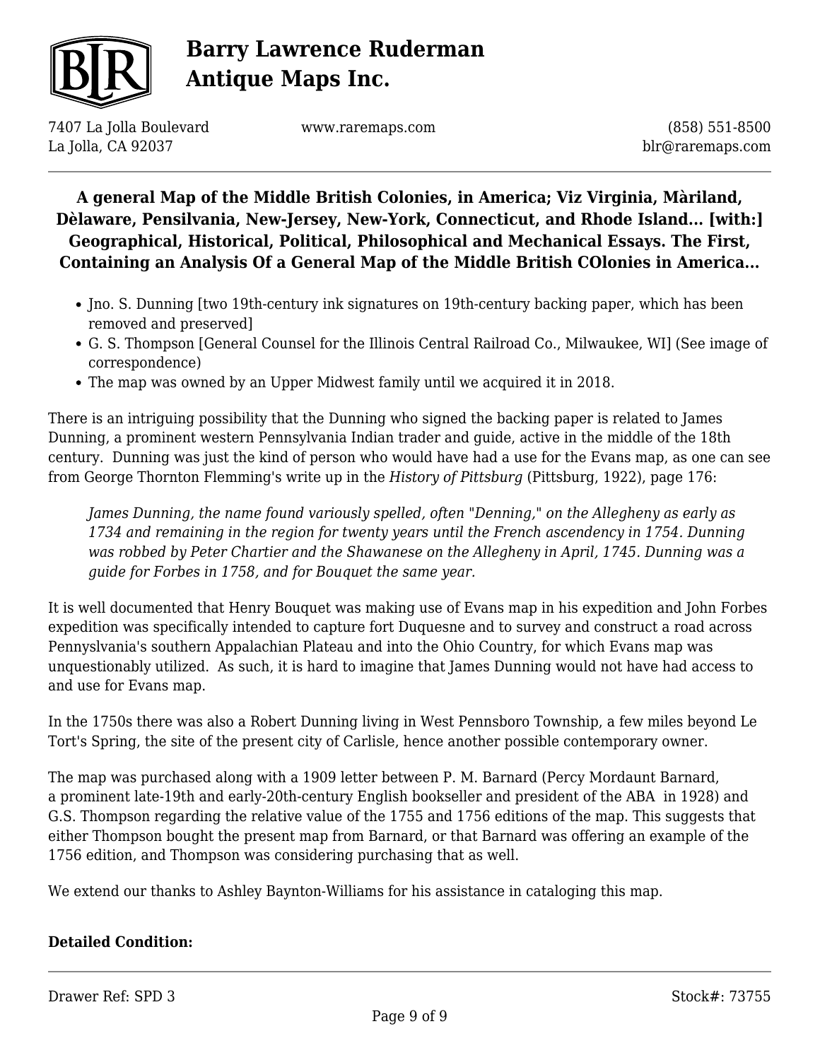**A general Map of the Middle British Colonies, in America; Viz Virginia, Màriland, Dèlaware, Pensilvania, New-Jersey, New-York, Connecticut, and Rhode Island... [with:] Geographical, Historical, Political, Philosophical and Mechanical Essays. The First, Containing an Analysis Of a General Map of the Middle British COlonies in America...**

- Jno. S. Dunning [two 19th-century ink signatures on 19th-century backing paper, which has been removed and preserved]
- G. S. Thompson [General Counsel for the Illinois Central Railroad Co., Milwaukee, WI] (See image of correspondence)
- The map was owned by an Upper Midwest family until we acquired it in 2018.

There is an intriguing possibility that the Dunning who signed the backing paper is related to James Dunning, a prominent western Pennsylvania Indian trader and guide, active in the middle of the 18th century. Dunning was just the kind of person who would have had a use for the Evans map, as one can see from George Thornton Flemming's write up in the *History of Pittsburg* (Pittsburg, 1922), page 176:

> *James Dunning, the name found variously spelled, often "Denning," on the Allegheny as early as 1734 and remaining in the region for twenty years until the French ascendency in 1754. Dunning was robbed by Peter Chartier and the Shawanese on the Allegheny in April, 1745. Dunning was a guide for Forbes in 1758, and for Bouquet the same year.*

It is well documented that Henry Bouquet was making use of Evans map in his expedition and John Forbes expedition was specifically intended to capture fort Duquesne and to survey and construct a road across Pennyslvania's southern Appalachian Plateau and into the Ohio Country, for which Evans map was unquestionably utilized. As such, it is hard to imagine that James Dunning would not have had access to and use for Evans map.

In the 1750s there was also a Robert Dunning living in West Pennsboro Township, a few miles beyond Le Tort's Spring, the site of the present city of Carlisle, hence another possible contemporary owner.

The map was purchased along with a 1909 letter between P. M. Barnard (Percy Mordaunt Barnard, a prominent late-19th and early-20th-century English bookseller and president of the ABA in 1928) and G.S. Thompson regarding the relative value of the 1755 and 1756 editions of the map. This suggests that either Thompson bought the present map from Barnard, or that Barnard was offering an example of the 1756 edition, and Thompson was considering purchasing that as well.

We extend our thanks to Ashley Baynton-Williams for his assistance in cataloging this map.

**Detailed Condition:**